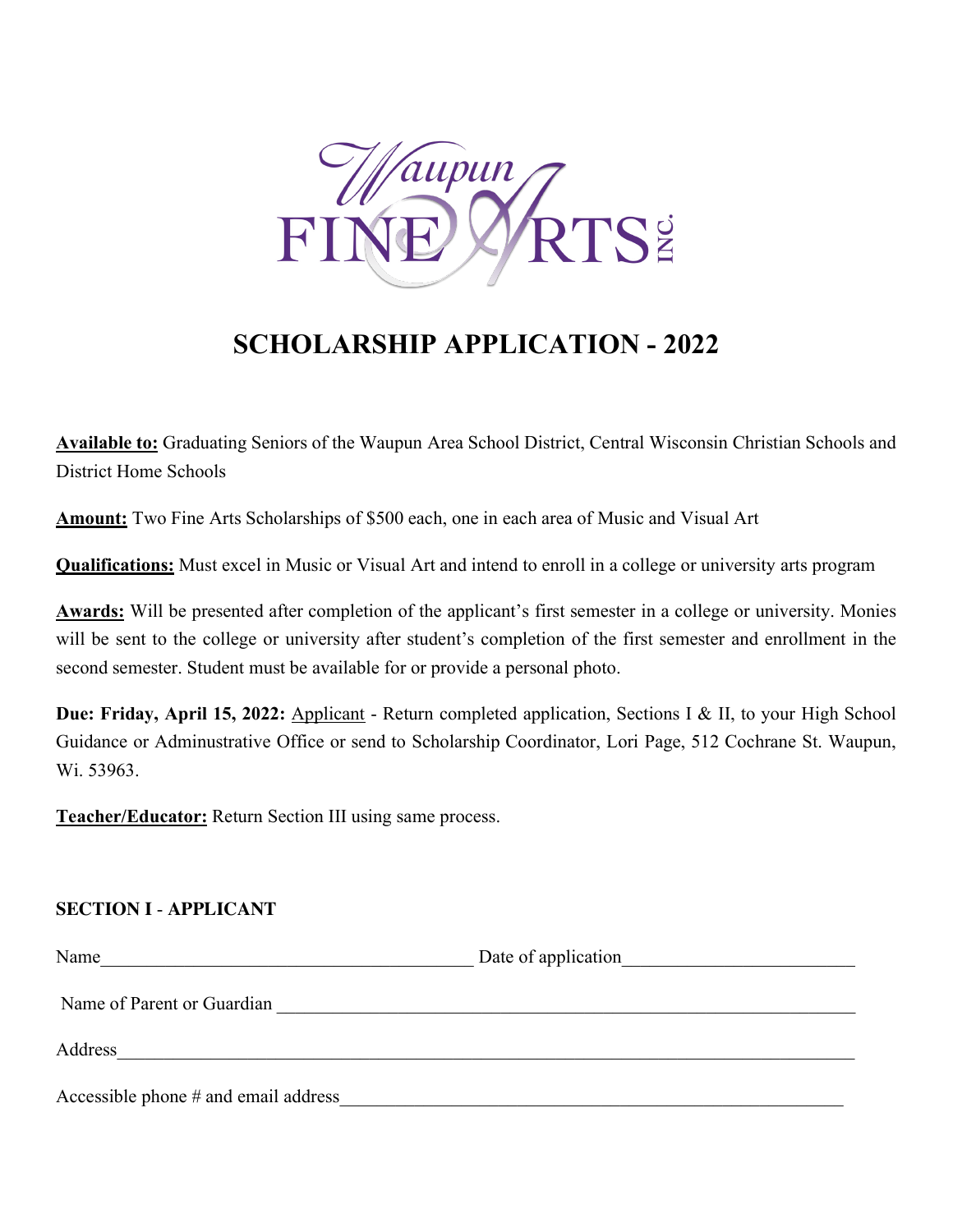Waupun FINE ARTS INC.

# SCHOLARSHIP APPLICATION - 2022

**Available to:** Graduating Seniors of the Waupun Area School District, Central Wisconsin Christian Schools and District Home Schools

**Amount:** Two Fine Arts Scholarships of $500 each, one in each area of Music and Visual Art

**Qualifications:** Must excel in Music or Visual Art and intend to enroll in a college or university arts program

**Awards:** Will be presented after completion of the applicant's first semester in a college or university. Monies will be sent to the college or university after student's completion of the first semester and enrollment in the second semester. Student must be available for or provide a personal photo.

**Due: Friday, April 15, 2022:** Applicant - Return completed application, Sections I & II, to your High School Guidance or Adminustrative Office or send to Scholarship Coordinator, Lori Page, 512 Cochrane St. Waupun, Wi. 53963.

**Teacher/Educator:** Return Section III using same process.

### SECTION I - APPLICANT

Name_________________________________________ Date of application_________________________

Name of Parent or Guardian ______________________________________________________________

Address_________________________________________________________________________________

Accessible phone # and email address________________________________________________________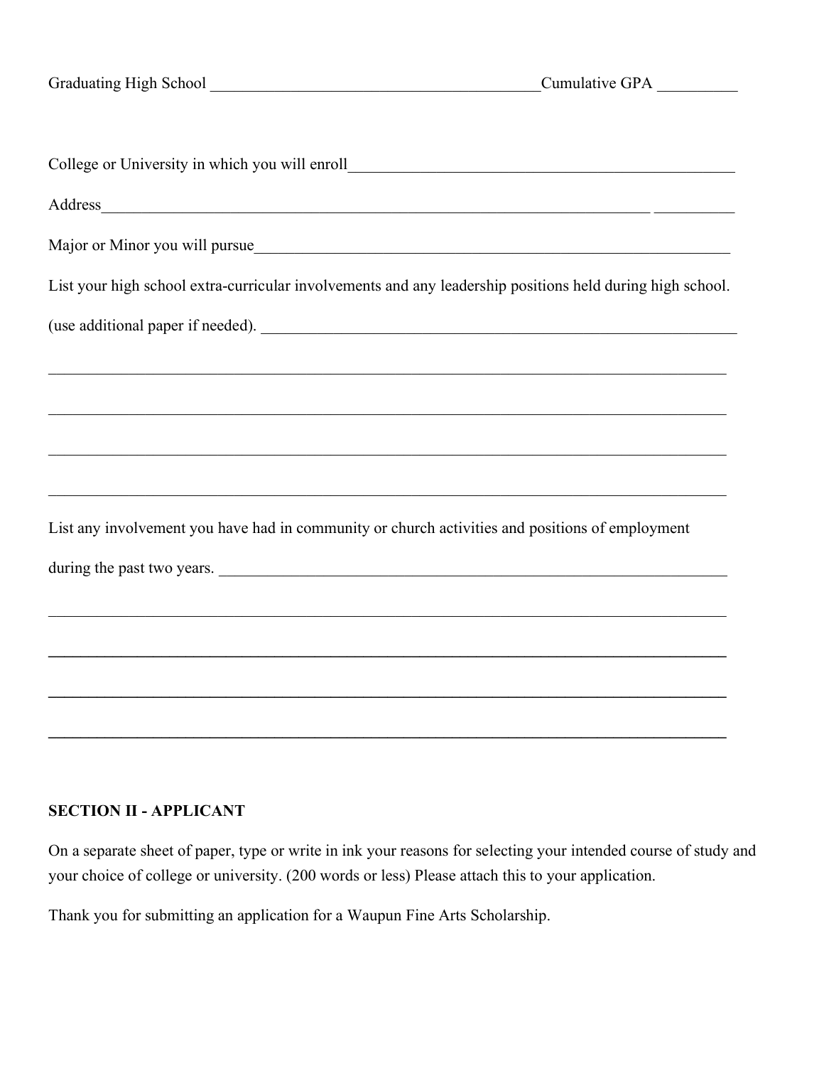Graduating High School ________________________________________ Cumulative GPA __________

College or University in which you will enroll______________________________________________

Address______________________________________________________________________ __________

Major or Minor you will pursue___________________________________________________________

List your high school extra-curricular involvements and any leadership positions held during high school.

(use additional paper if needed). ___________________________________________________________

_____________________________________________________________________________________

_____________________________________________________________________________________

_____________________________________________________________________________________

_____________________________________________________________________________________

List any involvement you have had in community or church activities and positions of employment

during the past two years. _________________________________________________________________

_____________________________________________________________________________________

_____________________________________________________________________________________

_____________________________________________________________________________________

_____________________________________________________________________________________

**SECTION II - APPLICANT**

On a separate sheet of paper, type or write in ink your reasons for selecting your intended course of study and your choice of college or university. (200 words or less) Please attach this to your application.

Thank you for submitting an application for a Waupun Fine Arts Scholarship.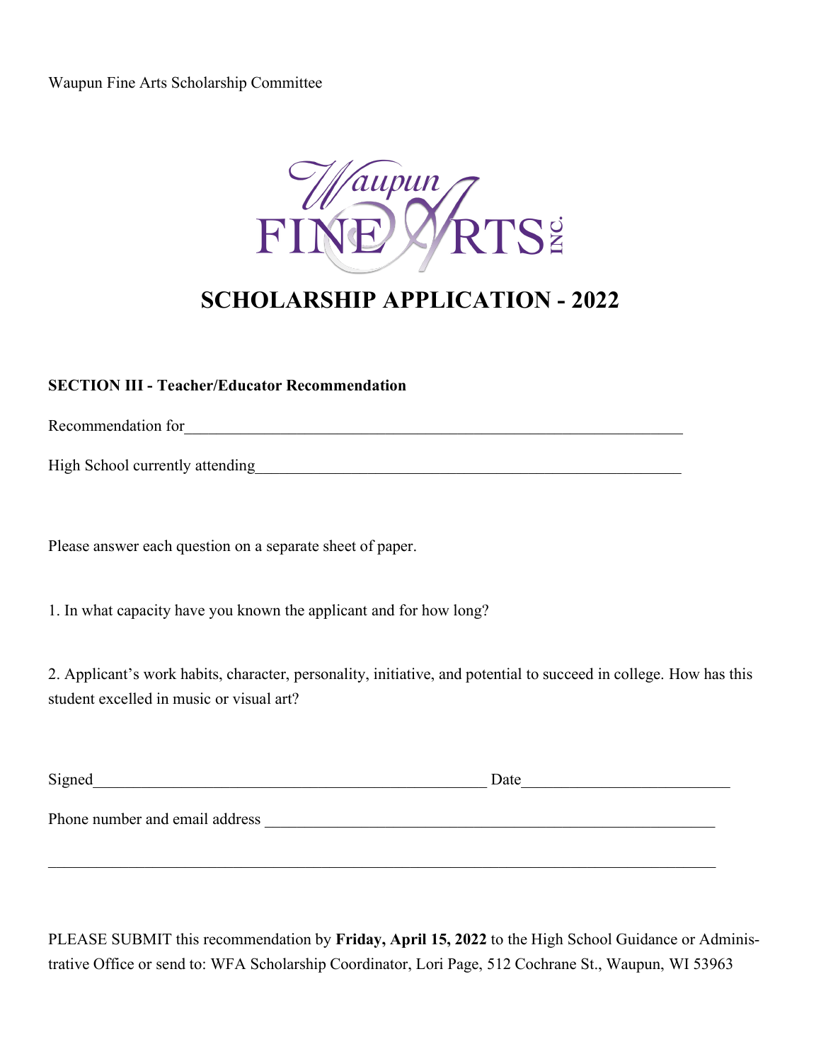Waupun Fine Arts Scholarship Committee

Waupun FINE ARTS INC.

# SCHOLARSHIP APPLICATION - 2022

**SECTION III - Teacher/Educator Recommendation**

Recommendation for_______________________________________________________________

High School currently attending_____________________________________________________

Please answer each question on a separate sheet of paper.

1. In what capacity have you known the applicant and for how long?

2. Applicant's work habits, character, personality, initiative, and potential to succeed in college. How has this student excelled in music or visual art?

Signed__________________________________________________ Date_________________________

Phone number and email address _______________________________________________________

_____________________________________________________________________________________

PLEASE SUBMIT this recommendation by **Friday, April 15, 2022** to the High School Guidance or Administrative Office or send to: WFA Scholarship Coordinator, Lori Page, 512 Cochrane St., Waupun, WI 53963